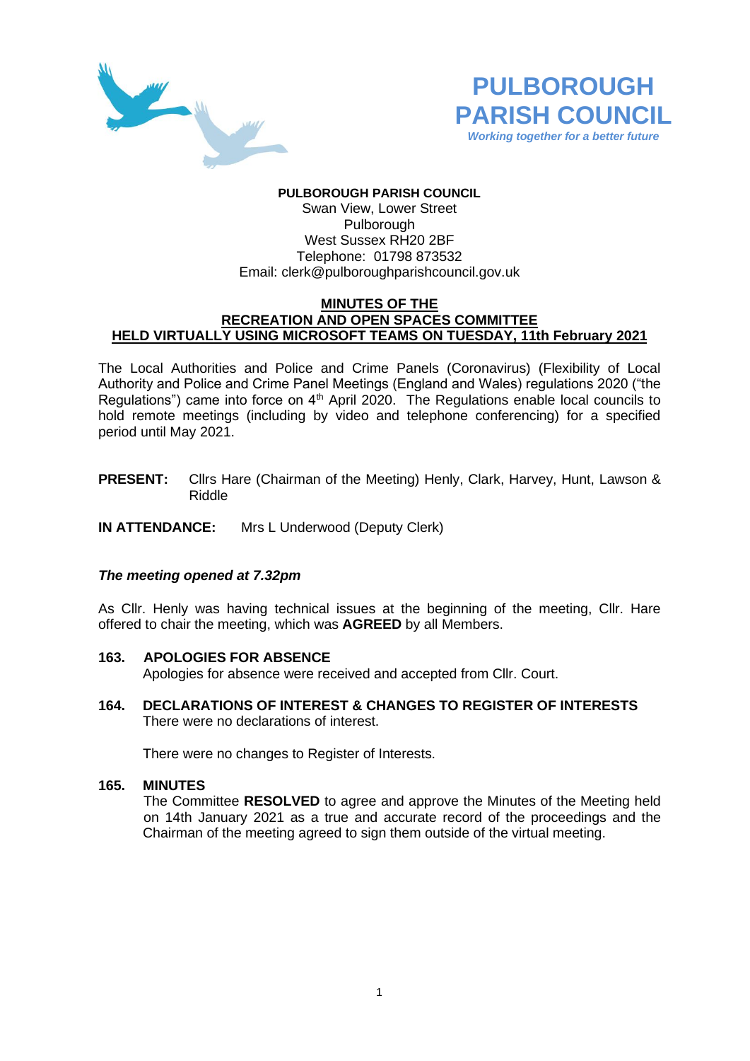# PULBOROUGH PARISH COUNCIL

*Working together for a better future*

**PULBOROUGH PARISH COUNCIL**
Swan View, Lower Street
Pulborough
West Sussex RH20 2BF
Telephone: 01798 873532
Email: clerk@pulboroughparishcouncil.gov.uk

## MINUTES OF THE RECREATION AND OPEN SPACES COMMITTEE HELD VIRTUALLY USING MICROSOFT TEAMS ON TUESDAY, 11th February 2021

The Local Authorities and Police and Crime Panels (Coronavirus) (Flexibility of Local Authority and Police and Crime Panel Meetings (England and Wales) regulations 2020 ("the Regulations") came into force on 4th April 2020. The Regulations enable local councils to hold remote meetings (including by video and telephone conferencing) for a specified period until May 2021.

**PRESENT:** Cllrs Hare (Chairman of the Meeting) Henly, Clark, Harvey, Hunt, Lawson & Riddle

**IN ATTENDANCE:** Mrs L Underwood (Deputy Clerk)

***The meeting opened at 7.32pm***

As Cllr. Henly was having technical issues at the beginning of the meeting, Cllr. Hare offered to chair the meeting, which was **AGREED** by all Members.

### 163. APOLOGIES FOR ABSENCE

Apologies for absence were received and accepted from Cllr. Court.

### 164. DECLARATIONS OF INTEREST & CHANGES TO REGISTER OF INTERESTS

There were no declarations of interest.

There were no changes to Register of Interests.

### 165. MINUTES

The Committee **RESOLVED** to agree and approve the Minutes of the Meeting held on 14th January 2021 as a true and accurate record of the proceedings and the Chairman of the meeting agreed to sign them outside of the virtual meeting.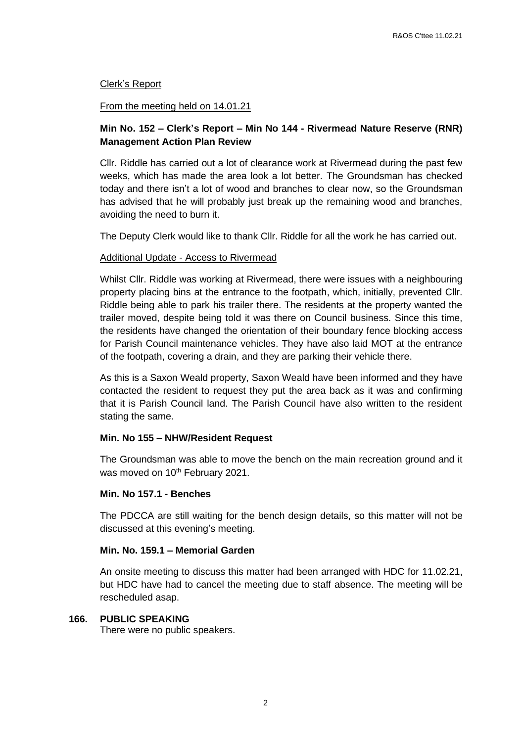Clerk's Report

From the meeting held on 14.01.21

**Min No. 152 – Clerk's Report – Min No 144 - Rivermead Nature Reserve (RNR) Management Action Plan Review**

Cllr. Riddle has carried out a lot of clearance work at Rivermead during the past few weeks, which has made the area look a lot better. The Groundsman has checked today and there isn't a lot of wood and branches to clear now, so the Groundsman has advised that he will probably just break up the remaining wood and branches, avoiding the need to burn it.

The Deputy Clerk would like to thank Cllr. Riddle for all the work he has carried out.

Additional Update - Access to Rivermead

Whilst Cllr. Riddle was working at Rivermead, there were issues with a neighbouring property placing bins at the entrance to the footpath, which, initially, prevented Cllr. Riddle being able to park his trailer there. The residents at the property wanted the trailer moved, despite being told it was there on Council business. Since this time, the residents have changed the orientation of their boundary fence blocking access for Parish Council maintenance vehicles. They have also laid MOT at the entrance of the footpath, covering a drain, and they are parking their vehicle there.

As this is a Saxon Weald property, Saxon Weald have been informed and they have contacted the resident to request they put the area back as it was and confirming that it is Parish Council land. The Parish Council have also written to the resident stating the same.

**Min. No 155 – NHW/Resident Request**

The Groundsman was able to move the bench on the main recreation ground and it was moved on 10th February 2021.

**Min. No 157.1 - Benches**

The PDCCA are still waiting for the bench design details, so this matter will not be discussed at this evening's meeting.

**Min. No. 159.1 – Memorial Garden**

An onsite meeting to discuss this matter had been arranged with HDC for 11.02.21, but HDC have had to cancel the meeting due to staff absence. The meeting will be rescheduled asap.

**166. PUBLIC SPEAKING**

There were no public speakers.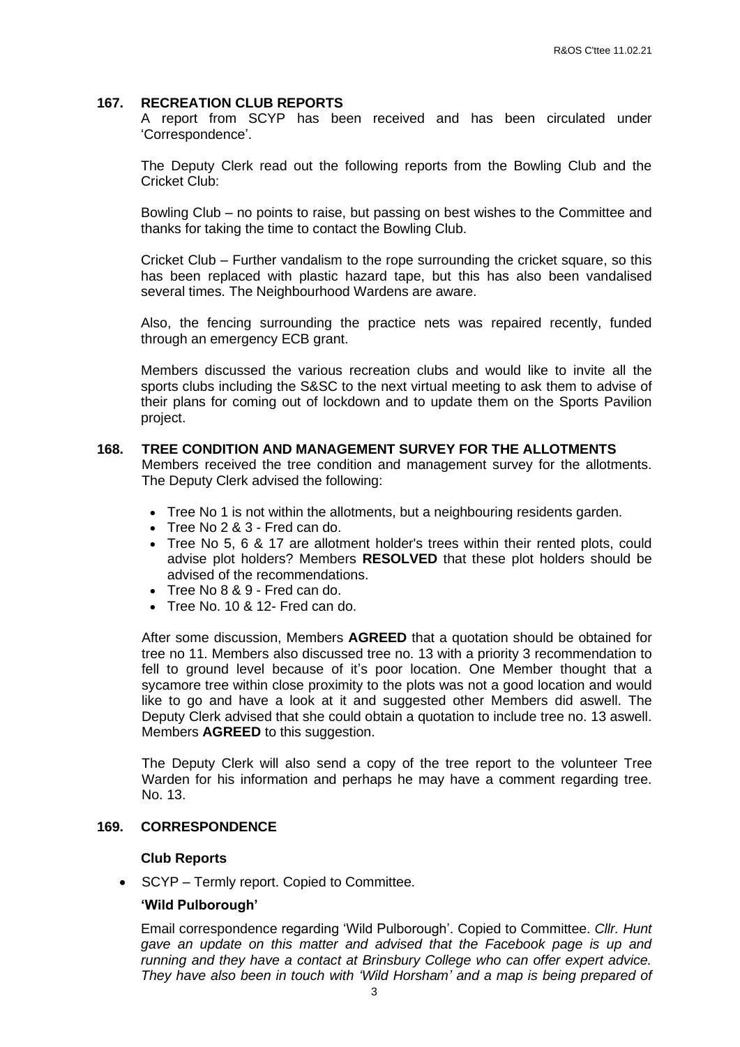## 167. RECREATION CLUB REPORTS

A report from SCYP has been received and has been circulated under 'Correspondence'.

The Deputy Clerk read out the following reports from the Bowling Club and the Cricket Club:

Bowling Club – no points to raise, but passing on best wishes to the Committee and thanks for taking the time to contact the Bowling Club.

Cricket Club – Further vandalism to the rope surrounding the cricket square, so this has been replaced with plastic hazard tape, but this has also been vandalised several times. The Neighbourhood Wardens are aware.

Also, the fencing surrounding the practice nets was repaired recently, funded through an emergency ECB grant.

Members discussed the various recreation clubs and would like to invite all the sports clubs including the S&SC to the next virtual meeting to ask them to advise of their plans for coming out of lockdown and to update them on the Sports Pavilion project.

## 168. TREE CONDITION AND MANAGEMENT SURVEY FOR THE ALLOTMENTS

Members received the tree condition and management survey for the allotments. The Deputy Clerk advised the following:

- Tree No 1 is not within the allotments, but a neighbouring residents garden.
- Tree No 2 & 3 - Fred can do.
- Tree No 5, 6 & 17 are allotment holder's trees within their rented plots, could advise plot holders? Members **RESOLVED** that these plot holders should be advised of the recommendations.
- Tree No 8 & 9 - Fred can do.
- Tree No. 10 & 12- Fred can do.

After some discussion, Members **AGREED** that a quotation should be obtained for tree no 11. Members also discussed tree no. 13 with a priority 3 recommendation to fell to ground level because of it's poor location. One Member thought that a sycamore tree within close proximity to the plots was not a good location and would like to go and have a look at it and suggested other Members did aswell. The Deputy Clerk advised that she could obtain a quotation to include tree no. 13 aswell. Members **AGREED** to this suggestion.

The Deputy Clerk will also send a copy of the tree report to the volunteer Tree Warden for his information and perhaps he may have a comment regarding tree. No. 13.

## 169. CORRESPONDENCE

### Club Reports

- SCYP – Termly report. Copied to Committee.

### 'Wild Pulborough'

Email correspondence regarding 'Wild Pulborough'. Copied to Committee. *Cllr. Hunt gave an update on this matter and advised that the Facebook page is up and running and they have a contact at Brinsbury College who can offer expert advice. They have also been in touch with 'Wild Horsham' and a map is being prepared of*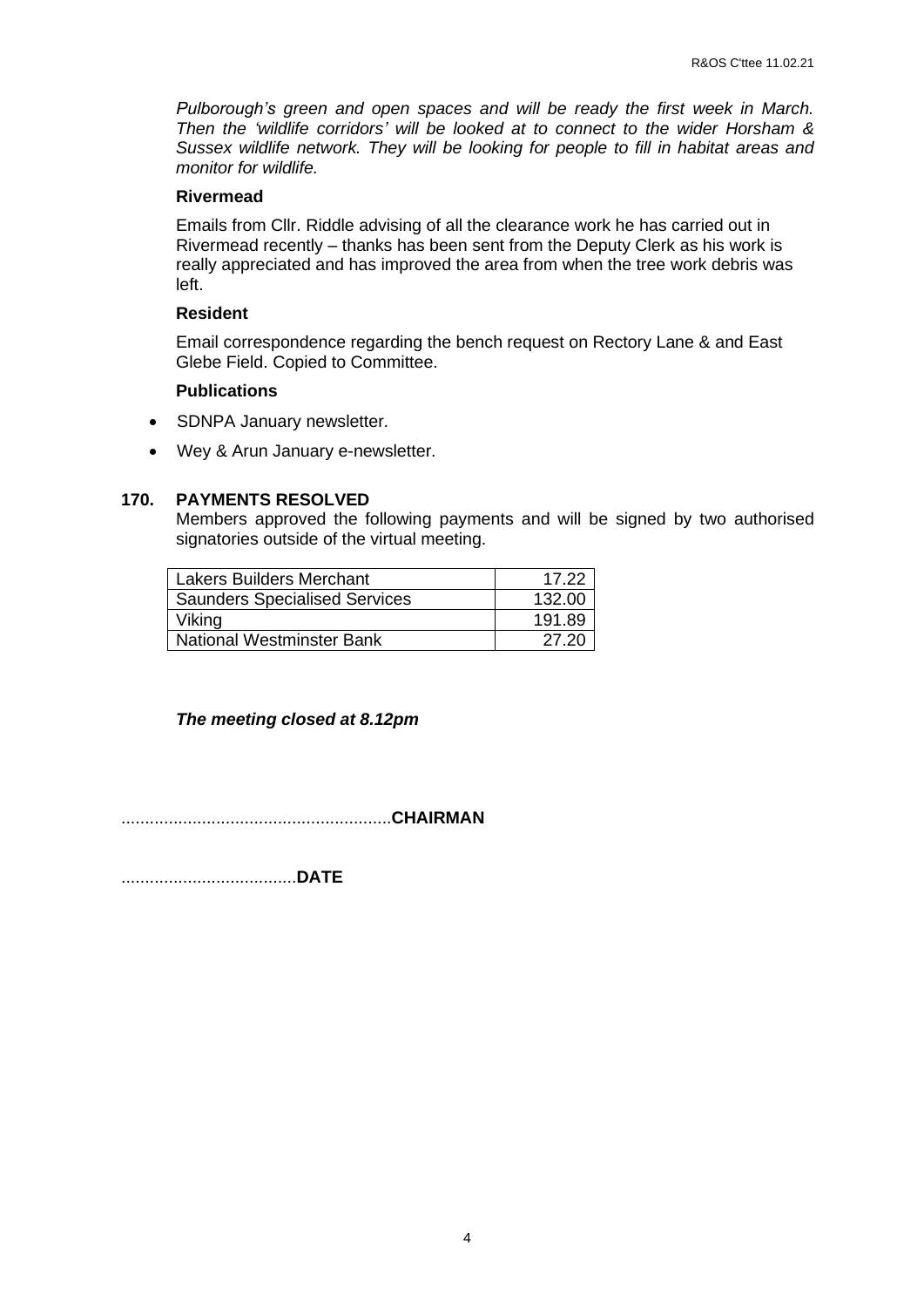*Pulborough's green and open spaces and will be ready the first week in March. Then the 'wildlife corridors' will be looked at to connect to the wider Horsham & Sussex wildlife network. They will be looking for people to fill in habitat areas and monitor for wildlife.*

**Rivermead**

Emails from Cllr. Riddle advising of all the clearance work he has carried out in Rivermead recently – thanks has been sent from the Deputy Clerk as his work is really appreciated and has improved the area from when the tree work debris was left.

**Resident**

Email correspondence regarding the bench request on Rectory Lane & and East Glebe Field. Copied to Committee.

**Publications**

- SDNPA January newsletter.
- Wey & Arun January e-newsletter.

## 170. PAYMENTS RESOLVED

Members approved the following payments and will be signed by two authorised signatories outside of the virtual meeting.

| | |
|---|---|
| Lakers Builders Merchant | 17.22 |
| Saunders Specialised Services | 132.00 |
| Viking | 191.89 |
| National Westminster Bank | 27.20 |

***The meeting closed at 8.12pm***

.........................................................**CHAIRMAN**

.....................................**DATE**